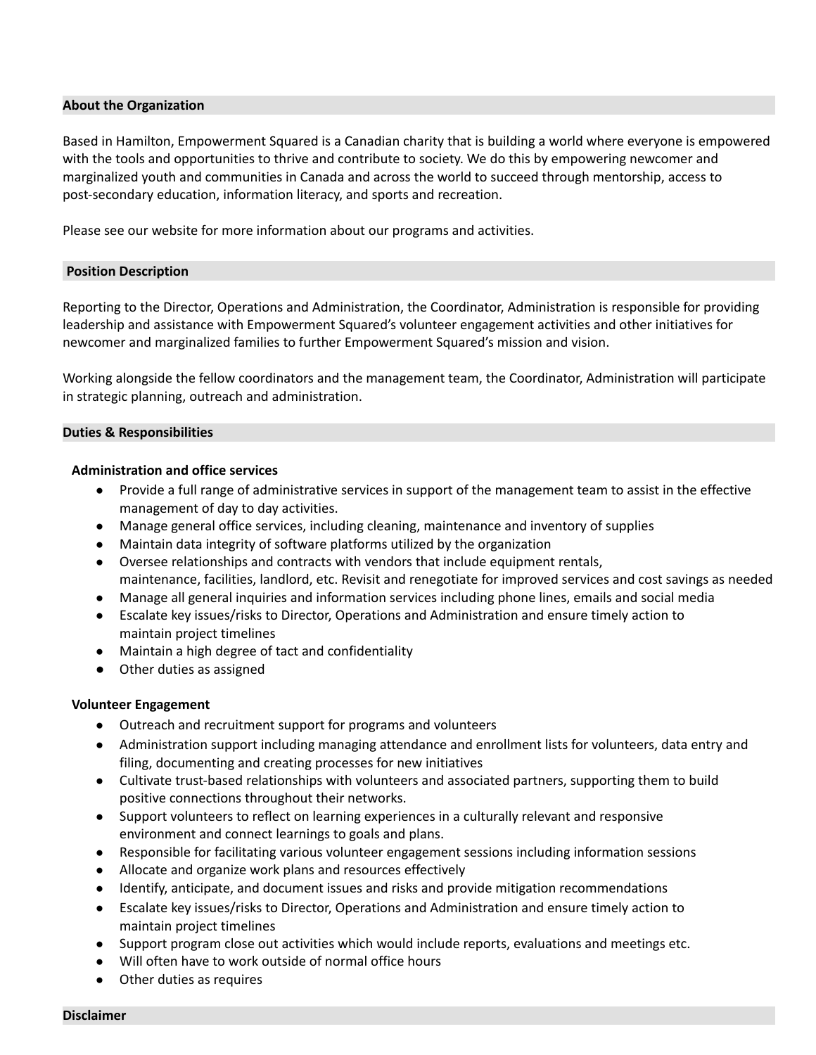## About the Organization

Based in Hamilton, Empowerment Squared is a Canadian charity that is building a world where everyone is empowered with the tools and opportunities to thrive and contribute to society. We do this by empowering newcomer and marginalized youth and communities in Canada and across the world to succeed through mentorship, access to post-secondary education, information literacy, and sports and recreation.

Please see our website for more information about our programs and activities.

## Position Description

Reporting to the Director, Operations and Administration, the Coordinator, Administration is responsible for providing leadership and assistance with Empowerment Squared's volunteer engagement activities and other initiatives for newcomer and marginalized families to further Empowerment Squared's mission and vision.

Working alongside the fellow coordinators and the management team, the Coordinator, Administration will participate in strategic planning, outreach and administration.

## Duties & Responsibilities

### Administration and office services

- Provide a full range of administrative services in support of the management team to assist in the effective management of day to day activities.
- Manage general office services, including cleaning, maintenance and inventory of supplies
- Maintain data integrity of software platforms utilized by the organization
- Oversee relationships and contracts with vendors that include equipment rentals, maintenance, facilities, landlord, etc. Revisit and renegotiate for improved services and cost savings as needed
- Manage all general inquiries and information services including phone lines, emails and social media
- Escalate key issues/risks to Director, Operations and Administration and ensure timely action to maintain project timelines
- Maintain a high degree of tact and confidentiality
- Other duties as assigned

### Volunteer Engagement

- Outreach and recruitment support for programs and volunteers
- Administration support including managing attendance and enrollment lists for volunteers, data entry and filing, documenting and creating processes for new initiatives
- Cultivate trust-based relationships with volunteers and associated partners, supporting them to build positive connections throughout their networks.
- Support volunteers to reflect on learning experiences in a culturally relevant and responsive environment and connect learnings to goals and plans.
- Responsible for facilitating various volunteer engagement sessions including information sessions
- Allocate and organize work plans and resources effectively
- Identify, anticipate, and document issues and risks and provide mitigation recommendations
- Escalate key issues/risks to Director, Operations and Administration and ensure timely action to maintain project timelines
- Support program close out activities which would include reports, evaluations and meetings etc.
- Will often have to work outside of normal office hours
- Other duties as requires

## Disclaimer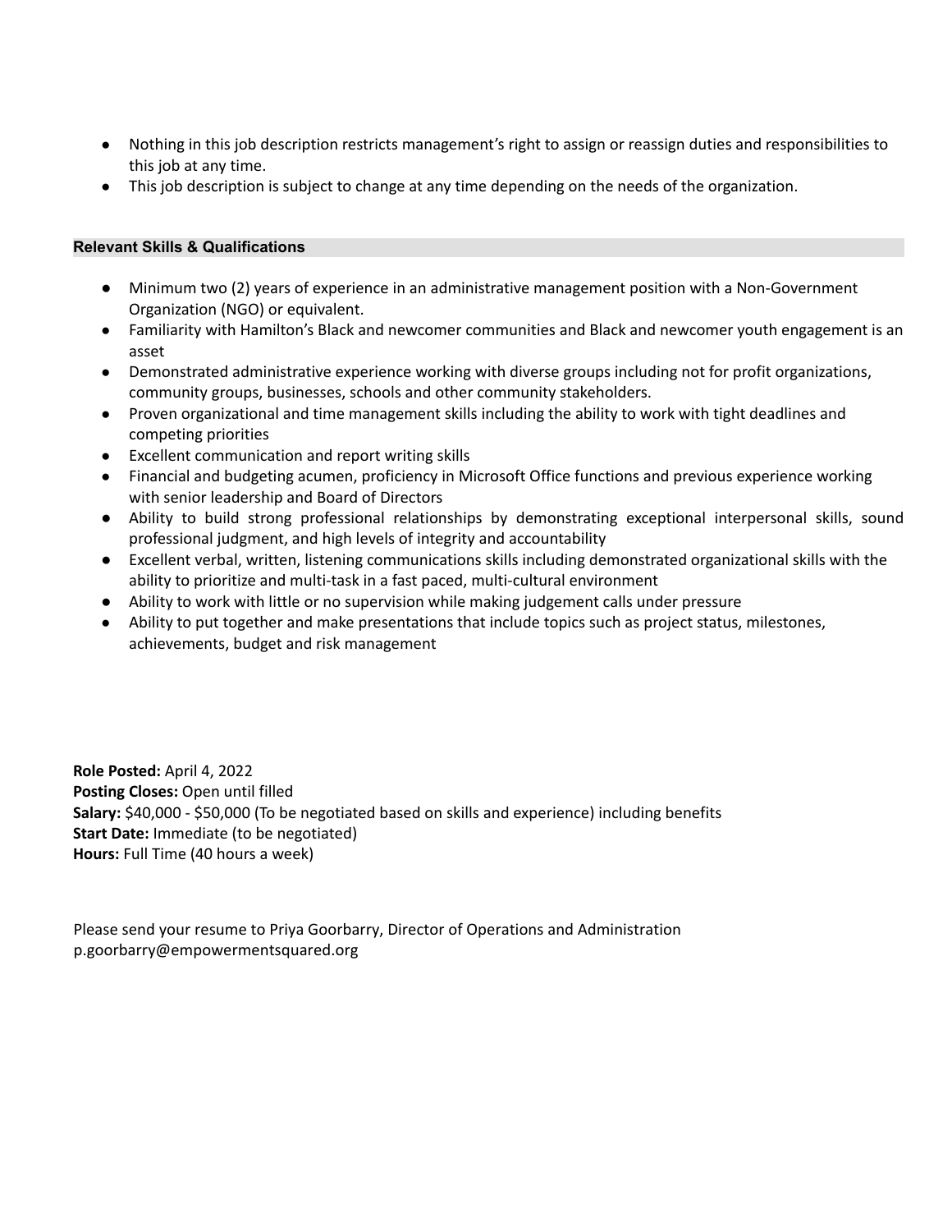- Nothing in this job description restricts management's right to assign or reassign duties and responsibilities to this job at any time.
- This job description is subject to change at any time depending on the needs of the organization.

## Relevant Skills & Qualifications

- Minimum two (2) years of experience in an administrative management position with a Non-Government Organization (NGO) or equivalent.
- Familiarity with Hamilton's Black and newcomer communities and Black and newcomer youth engagement is an asset
- Demonstrated administrative experience working with diverse groups including not for profit organizations, community groups, businesses, schools and other community stakeholders.
- Proven organizational and time management skills including the ability to work with tight deadlines and competing priorities
- Excellent communication and report writing skills
- Financial and budgeting acumen, proficiency in Microsoft Office functions and previous experience working with senior leadership and Board of Directors
- Ability to build strong professional relationships by demonstrating exceptional interpersonal skills, sound professional judgment, and high levels of integrity and accountability
- Excellent verbal, written, listening communications skills including demonstrated organizational skills with the ability to prioritize and multi-task in a fast paced, multi-cultural environment
- Ability to work with little or no supervision while making judgement calls under pressure
- Ability to put together and make presentations that include topics such as project status, milestones, achievements, budget and risk management

**Role Posted:** April 4, 2022
**Posting Closes:** Open until filled
**Salary:** $40,000 - $50,000 (To be negotiated based on skills and experience) including benefits
**Start Date:** Immediate (to be negotiated)
**Hours:** Full Time (40 hours a week)

Please send your resume to Priya Goorbarry, Director of Operations and Administration
p.goorbarry@empowermentsquared.org